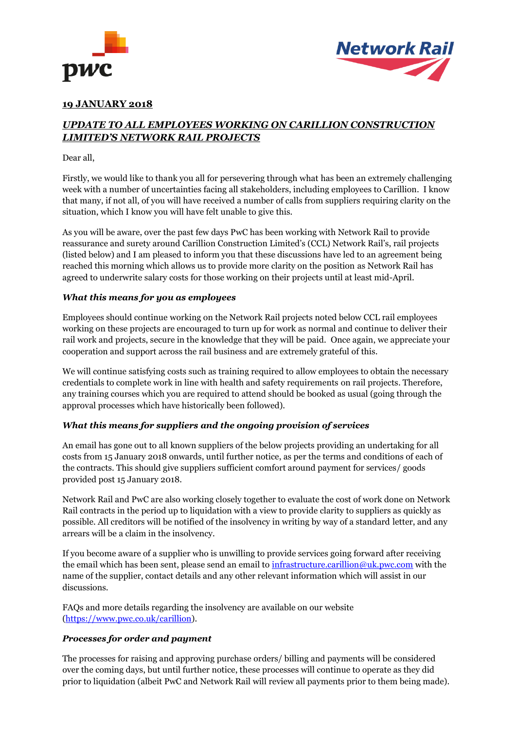**19 JANUARY 2018**

***UPDATE TO ALL EMPLOYEES WORKING ON CARILLION CONSTRUCTION LIMITED'S NETWORK RAIL PROJECTS***

Dear all,

Firstly, we would like to thank you all for persevering through what has been an extremely challenging week with a number of uncertainties facing all stakeholders, including employees to Carillion. I know that many, if not all, of you will have received a number of calls from suppliers requiring clarity on the situation, which I know you will have felt unable to give this.

As you will be aware, over the past few days PwC has been working with Network Rail to provide reassurance and surety around Carillion Construction Limited's (CCL) Network Rail's, rail projects (listed below) and I am pleased to inform you that these discussions have led to an agreement being reached this morning which allows us to provide more clarity on the position as Network Rail has agreed to underwrite salary costs for those working on their projects until at least mid-April.

### *What this means for you as employees*

Employees should continue working on the Network Rail projects noted below CCL rail employees working on these projects are encouraged to turn up for work as normal and continue to deliver their rail work and projects, secure in the knowledge that they will be paid. Once again, we appreciate your cooperation and support across the rail business and are extremely grateful of this.

We will continue satisfying costs such as training required to allow employees to obtain the necessary credentials to complete work in line with health and safety requirements on rail projects. Therefore, any training courses which you are required to attend should be booked as usual (going through the approval processes which have historically been followed).

### *What this means for suppliers and the ongoing provision of services*

An email has gone out to all known suppliers of the below projects providing an undertaking for all costs from 15 January 2018 onwards, until further notice, as per the terms and conditions of each of the contracts. This should give suppliers sufficient comfort around payment for services/ goods provided post 15 January 2018.

Network Rail and PwC are also working closely together to evaluate the cost of work done on Network Rail contracts in the period up to liquidation with a view to provide clarity to suppliers as quickly as possible. All creditors will be notified of the insolvency in writing by way of a standard letter, and any arrears will be a claim in the insolvency.

If you become aware of a supplier who is unwilling to provide services going forward after receiving the email which has been sent, please send an email to infrastructure.carillion@uk.pwc.com with the name of the supplier, contact details and any other relevant information which will assist in our discussions.

FAQs and more details regarding the insolvency are available on our website (https://www.pwc.co.uk/carillion).

### *Processes for order and payment*

The processes for raising and approving purchase orders/ billing and payments will be considered over the coming days, but until further notice, these processes will continue to operate as they did prior to liquidation (albeit PwC and Network Rail will review all payments prior to them being made).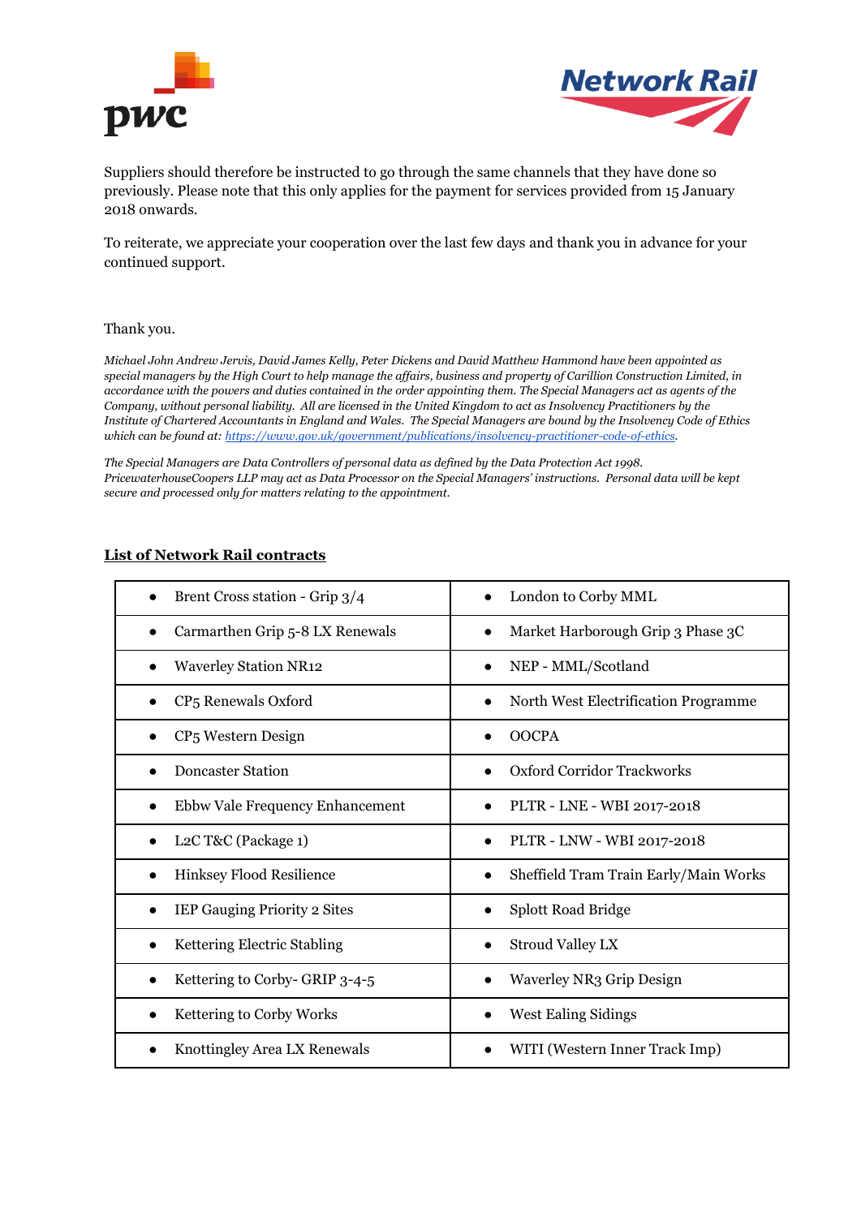Suppliers should therefore be instructed to go through the same channels that they have done so previously. Please note that this only applies for the payment for services provided from 15 January 2018 onwards.

To reiterate, we appreciate your cooperation over the last few days and thank you in advance for your continued support.

Thank you.

*Michael John Andrew Jervis, David James Kelly, Peter Dickens and David Matthew Hammond have been appointed as special managers by the High Court to help manage the affairs, business and property of Carillion Construction Limited, in accordance with the powers and duties contained in the order appointing them. The Special Managers act as agents of the Company, without personal liability. All are licensed in the United Kingdom to act as Insolvency Practitioners by the Institute of Chartered Accountants in England and Wales. The Special Managers are bound by the Insolvency Code of Ethics which can be found at: https://www.gov.uk/government/publications/insolvency-practitioner-code-of-ethics.*

*The Special Managers are Data Controllers of personal data as defined by the Data Protection Act 1998. PricewaterhouseCoopers LLP may act as Data Processor on the Special Managers' instructions. Personal data will be kept secure and processed only for matters relating to the appointment.*

**List of Network Rail contracts**

| | |
|---|---|
| • Brent Cross station - Grip 3/4 | • London to Corby MML |
| • Carmarthen Grip 5-8 LX Renewals | • Market Harborough Grip 3 Phase 3C |
| • Waverley Station NR12 | • NEP - MML/Scotland |
| • CP5 Renewals Oxford | • North West Electrification Programme |
| • CP5 Western Design | • OOCPA |
| • Doncaster Station | • Oxford Corridor Trackworks |
| • Ebbw Vale Frequency Enhancement | • PLTR - LNE - WBI 2017-2018 |
| • L2C T&C (Package 1) | • PLTR - LNW - WBI 2017-2018 |
| • Hinksey Flood Resilience | • Sheffield Tram Train Early/Main Works |
| • IEP Gauging Priority 2 Sites | • Splott Road Bridge |
| • Kettering Electric Stabling | • Stroud Valley LX |
| • Kettering to Corby- GRIP 3-4-5 | • Waverley NR3 Grip Design |
| • Kettering to Corby Works | • West Ealing Sidings |
| • Knottingley Area LX Renewals | • WITI (Western Inner Track Imp) |